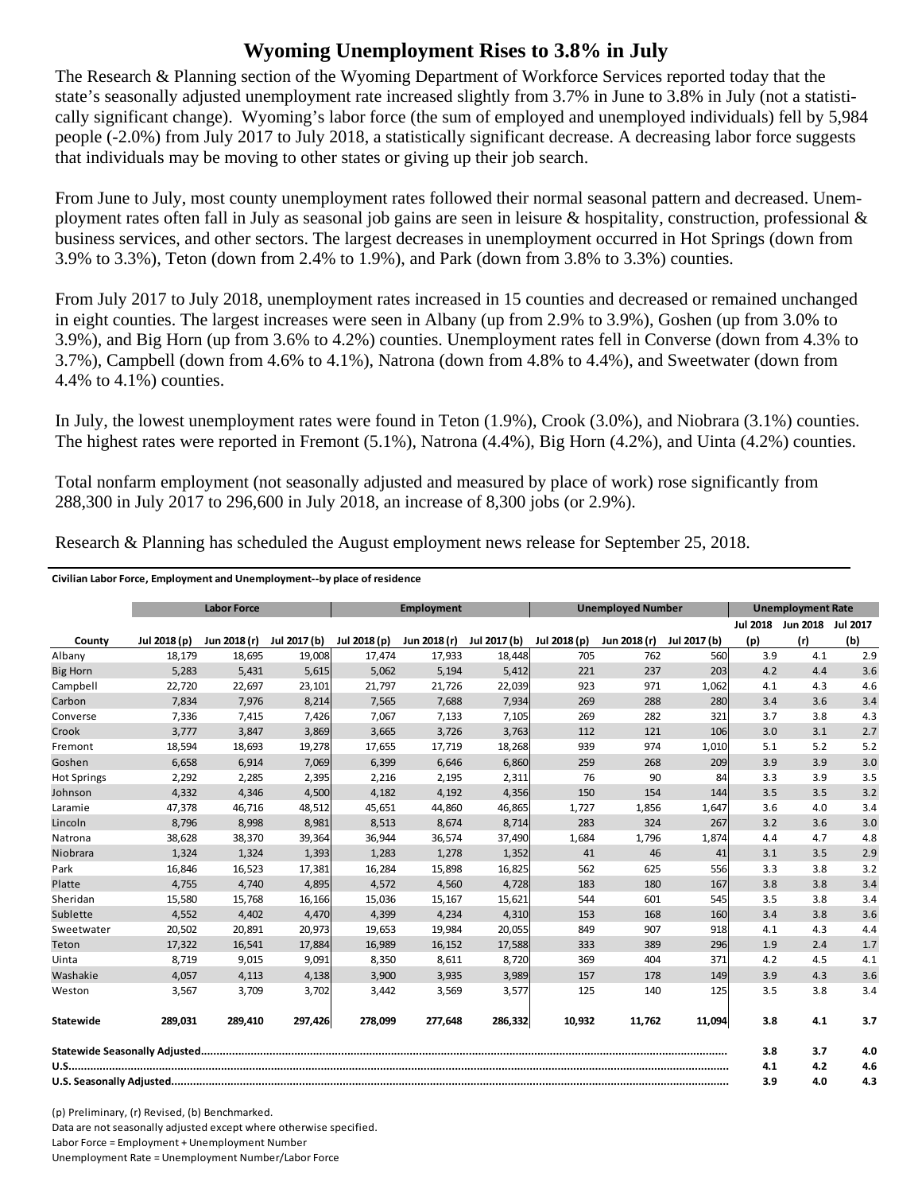# Wyoming Unemployment Rises to 3.8% in July

The Research & Planning section of the Wyoming Department of Workforce Services reported today that the state's seasonally adjusted unemployment rate increased slightly from 3.7% in June to 3.8% in July (not a statistically significant change). Wyoming's labor force (the sum of employed and unemployed individuals) fell by 5,984 people (-2.0%) from July 2017 to July 2018, a statistically significant decrease. A decreasing labor force suggests that individuals may be moving to other states or giving up their job search.

From June to July, most county unemployment rates followed their normal seasonal pattern and decreased. Unemployment rates often fall in July as seasonal job gains are seen in leisure & hospitality, construction, professional & business services, and other sectors. The largest decreases in unemployment occurred in Hot Springs (down from 3.9% to 3.3%), Teton (down from 2.4% to 1.9%), and Park (down from 3.8% to 3.3%) counties.

From July 2017 to July 2018, unemployment rates increased in 15 counties and decreased or remained unchanged in eight counties. The largest increases were seen in Albany (up from 2.9% to 3.9%), Goshen (up from 3.0% to 3.9%), and Big Horn (up from 3.6% to 4.2%) counties. Unemployment rates fell in Converse (down from 4.3% to 3.7%), Campbell (down from 4.6% to 4.1%), Natrona (down from 4.8% to 4.4%), and Sweetwater (down from 4.4% to 4.1%) counties.

In July, the lowest unemployment rates were found in Teton (1.9%), Crook (3.0%), and Niobrara (3.1%) counties. The highest rates were reported in Fremont (5.1%), Natrona (4.4%), Big Horn (4.2%), and Uinta (4.2%) counties.

Total nonfarm employment (not seasonally adjusted and measured by place of work) rose significantly from 288,300 in July 2017 to 296,600 in July 2018, an increase of 8,300 jobs (or 2.9%).

Research & Planning has scheduled the August employment news release for September 25, 2018.

**Civilian Labor Force, Employment and Unemployment--by place of residence**

| | Labor Force | | | Employment | | | Unemployed Number | | | Unemployment Rate | | |
|---|---|---|---|---|---|---|---|---|---|---|---|---|
| County | Jul 2018 (p) | Jun 2018 (r) | Jul 2017 (b) | Jul 2018 (p) | Jun 2018 (r) | Jul 2017 (b) | Jul 2018 (p) | Jun 2018 (r) | Jul 2017 (b) | Jul 2018 (p) | Jun 2018 (r) | Jul 2017 (b) |
| Albany | 18,179 | 18,695 | 19,008 | 17,474 | 17,933 | 18,448 | 705 | 762 | 560 | 3.9 | 4.1 | 2.9 |
| Big Horn | 5,283 | 5,431 | 5,615 | 5,062 | 5,194 | 5,412 | 221 | 237 | 203 | 4.2 | 4.4 | 3.6 |
| Campbell | 22,720 | 22,697 | 23,101 | 21,797 | 21,726 | 22,039 | 923 | 971 | 1,062 | 4.1 | 4.3 | 4.6 |
| Carbon | 7,834 | 7,976 | 8,214 | 7,565 | 7,688 | 7,934 | 269 | 288 | 280 | 3.4 | 3.6 | 3.4 |
| Converse | 7,336 | 7,415 | 7,426 | 7,067 | 7,133 | 7,105 | 269 | 282 | 321 | 3.7 | 3.8 | 4.3 |
| Crook | 3,777 | 3,847 | 3,869 | 3,665 | 3,726 | 3,763 | 112 | 121 | 106 | 3.0 | 3.1 | 2.7 |
| Fremont | 18,594 | 18,693 | 19,278 | 17,655 | 17,719 | 18,268 | 939 | 974 | 1,010 | 5.1 | 5.2 | 5.2 |
| Goshen | 6,658 | 6,914 | 7,069 | 6,399 | 6,646 | 6,860 | 259 | 268 | 209 | 3.9 | 3.9 | 3.0 |
| Hot Springs | 2,292 | 2,285 | 2,395 | 2,216 | 2,195 | 2,311 | 76 | 90 | 84 | 3.3 | 3.9 | 3.5 |
| Johnson | 4,332 | 4,346 | 4,500 | 4,182 | 4,192 | 4,356 | 150 | 154 | 144 | 3.5 | 3.5 | 3.2 |
| Laramie | 47,378 | 46,716 | 48,512 | 45,651 | 44,860 | 46,865 | 1,727 | 1,856 | 1,647 | 3.6 | 4.0 | 3.4 |
| Lincoln | 8,796 | 8,998 | 8,981 | 8,513 | 8,674 | 8,714 | 283 | 324 | 267 | 3.2 | 3.6 | 3.0 |
| Natrona | 38,628 | 38,370 | 39,364 | 36,944 | 36,574 | 37,490 | 1,684 | 1,796 | 1,874 | 4.4 | 4.7 | 4.8 |
| Niobrara | 1,324 | 1,324 | 1,393 | 1,283 | 1,278 | 1,352 | 41 | 46 | 41 | 3.1 | 3.5 | 2.9 |
| Park | 16,846 | 16,523 | 17,381 | 16,284 | 15,898 | 16,825 | 562 | 625 | 556 | 3.3 | 3.8 | 3.2 |
| Platte | 4,755 | 4,740 | 4,895 | 4,572 | 4,560 | 4,728 | 183 | 180 | 167 | 3.8 | 3.8 | 3.4 |
| Sheridan | 15,580 | 15,768 | 16,166 | 15,036 | 15,167 | 15,621 | 544 | 601 | 545 | 3.5 | 3.8 | 3.4 |
| Sublette | 4,552 | 4,402 | 4,470 | 4,399 | 4,234 | 4,310 | 153 | 168 | 160 | 3.4 | 3.8 | 3.6 |
| Sweetwater | 20,502 | 20,891 | 20,973 | 19,653 | 19,984 | 20,055 | 849 | 907 | 918 | 4.1 | 4.3 | 4.4 |
| Teton | 17,322 | 16,541 | 17,884 | 16,989 | 16,152 | 17,588 | 333 | 389 | 296 | 1.9 | 2.4 | 1.7 |
| Uinta | 8,719 | 9,015 | 9,091 | 8,350 | 8,611 | 8,720 | 369 | 404 | 371 | 4.2 | 4.5 | 4.1 |
| Washakie | 4,057 | 4,113 | 4,138 | 3,900 | 3,935 | 3,989 | 157 | 178 | 149 | 3.9 | 4.3 | 3.6 |
| Weston | 3,567 | 3,709 | 3,702 | 3,442 | 3,569 | 3,577 | 125 | 140 | 125 | 3.5 | 3.8 | 3.4 |
| **Statewide** | **289,031** | **289,410** | **297,426** | **278,099** | **277,648** | **286,332** | **10,932** | **11,762** | **11,094** | **3.8** | **4.1** | **3.7** |
| **Statewide Seasonally Adjusted** | | | | | | | | | | **3.8** | **3.7** | **4.0** |
| **U.S.** | | | | | | | | | | **4.1** | **4.2** | **4.6** |
| **U.S. Seasonally Adjusted** | | | | | | | | | | **3.9** | **4.0** | **4.3** |

(p) Preliminary, (r) Revised, (b) Benchmarked.

Data are not seasonally adjusted except where otherwise specified.

Labor Force = Employment + Unemployment Number

Unemployment Rate = Unemployment Number/Labor Force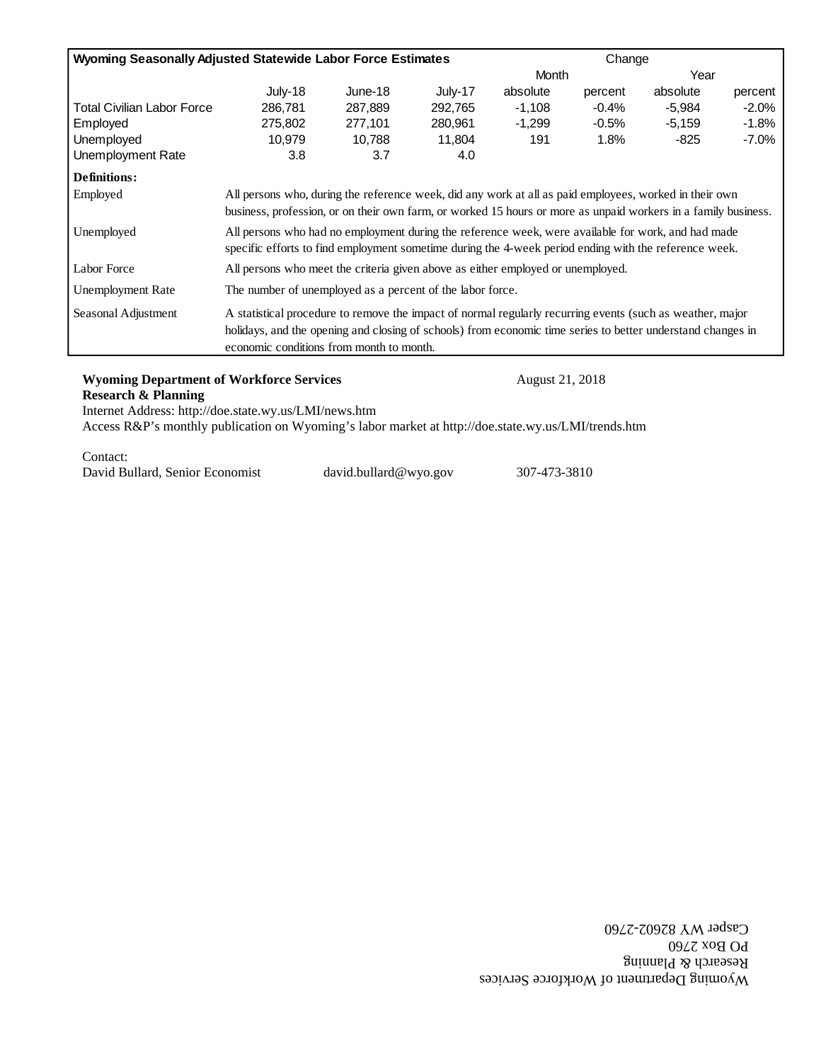| Wyoming Seasonally Adjusted Statewide Labor Force Estimates | | | | Change | | | |
|---|---|---|---|---|---|---|---|
| | | | | Month | | Year | |
| | July-18 | June-18 | July-17 | absolute | percent | absolute | percent |
| Total Civilian Labor Force | 286,781 | 287,889 | 292,765 | -1,108 | -0.4% | -5,984 | -2.0% |
| Employed | 275,802 | 277,101 | 280,961 | -1,299 | -0.5% | -5,159 | -1.8% |
| Unemployed | 10,979 | 10,788 | 11,804 | 191 | 1.8% | -825 | -7.0% |
| Unemployment Rate | 3.8 | 3.7 | 4.0 | | | | |

**Definitions:**

| | |
|---|---|
| Employed | All persons who, during the reference week, did any work at all as paid employees, worked in their own business, profession, or on their own farm, or worked 15 hours or more as unpaid workers in a family business. |
| Unemployed | All persons who had no employment during the reference week, were available for work, and had made specific efforts to find employment sometime during the 4-week period ending with the reference week. |
| Labor Force | All persons who meet the criteria given above as either employed or unemployed. |
| Unemployment Rate | The number of unemployed as a percent of the labor force. |
| Seasonal Adjustment | A statistical procedure to remove the impact of normal regularly recurring events (such as weather, major holidays, and the opening and closing of schools) from economic time series to better understand changes in economic conditions from month to month. |

**Wyoming Department of Workforce Services** August 21, 2018
**Research & Planning**
Internet Address: http://doe.state.wy.us/LMI/news.htm
Access R&P's monthly publication on Wyoming's labor market at http://doe.state.wy.us/LMI/trends.htm

Contact:
David Bullard, Senior Economist david.bullard@wyo.gov 307-473-3810

Wyoming Department of Workforce Services
Research & Planning
PO Box 2760
Casper WY 82602-2760